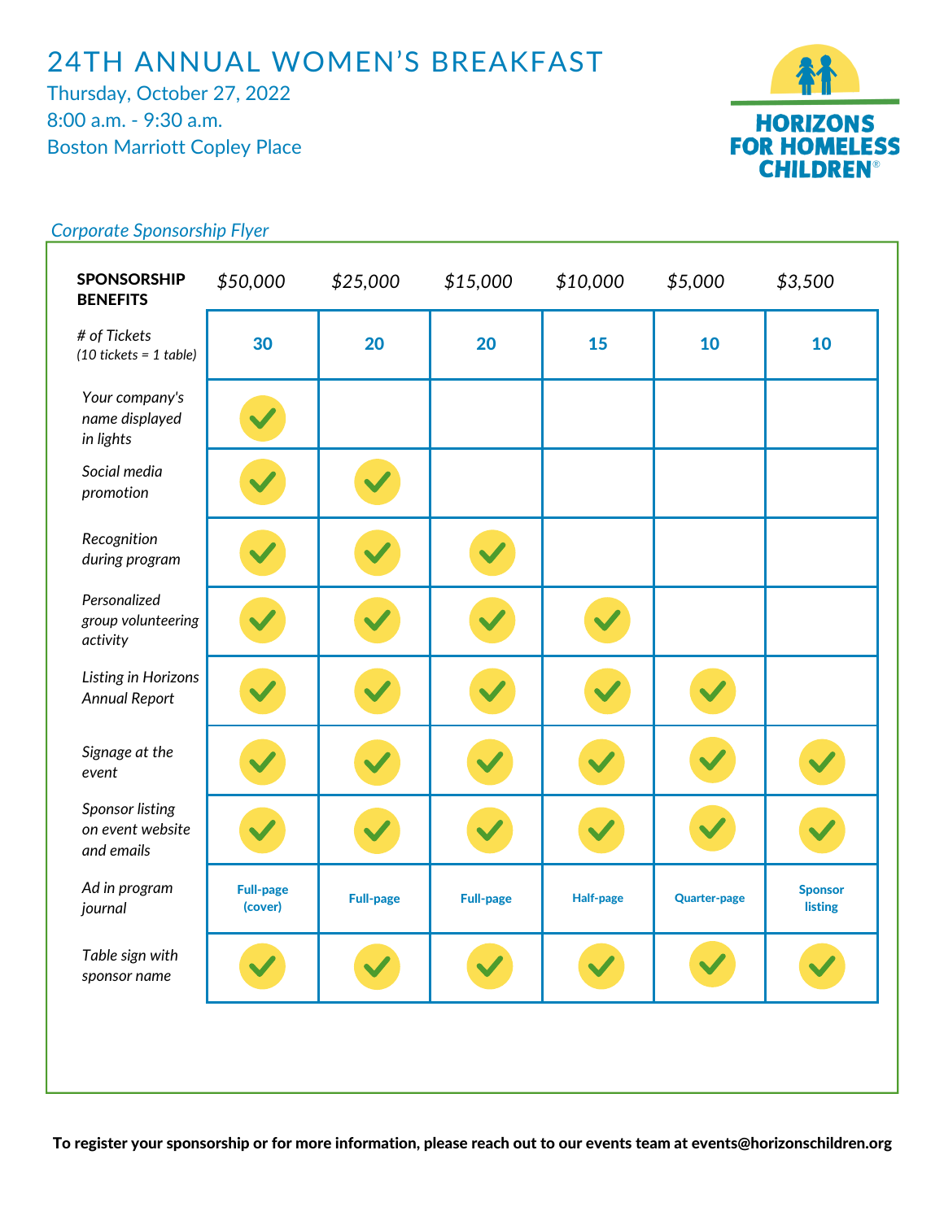# 24TH ANNUAL WOMEN'S BREAKFAST

Thursday, October 27, 2022
8:00 a.m. - 9:30 a.m.
Boston Marriott Copley Place

**HORIZONS FOR HOMELESS CHILDREN®**

*Corporate Sponsorship Flyer*

| **SPONSORSHIP BENEFITS** | *$50,000* | *$25,000* | *$15,000* | *$10,000* | *$5,000* | *$3,500* |
|---|---|---|---|---|---|---|
| *# of Tickets (10 tickets = 1 table)* | 30 | 20 | 20 | 15 | 10 | 10 |
| *Your company's name displayed in lights* | ✓ | | | | | |
| *Social media promotion* | ✓ | ✓ | | | | |
| *Recognition during program* | ✓ | ✓ | ✓ | | | |
| *Personalized group volunteering activity* | ✓ | ✓ | ✓ | ✓ | | |
| *Listing in Horizons Annual Report* | ✓ | ✓ | ✓ | ✓ | ✓ | |
| *Signage at the event* | ✓ | ✓ | ✓ | ✓ | ✓ | ✓ |
| *Sponsor listing on event website and emails* | ✓ | ✓ | ✓ | ✓ | ✓ | ✓ |
| *Ad in program journal* | Full-page (cover) | Full-page | Full-page | Half-page | Quarter-page | Sponsor listing |
| *Table sign with sponsor name* | ✓ | ✓ | ✓ | ✓ | ✓ | ✓ |

**To register your sponsorship or for more information, please reach out to our events team at events@horizonschildren.org**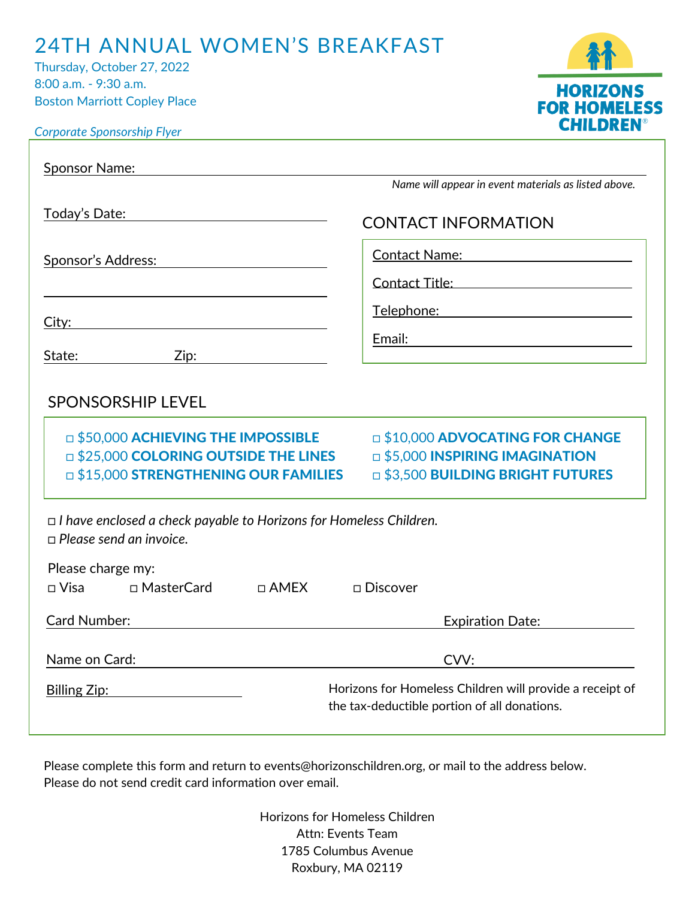# 24TH ANNUAL WOMEN'S BREAKFAST

Thursday, October 27, 2022
8:00 a.m. - 9:30 a.m.
Boston Marriott Copley Place

*Corporate Sponsorship Flyer*

HORIZONS FOR HOMELESS CHILDREN®

Sponsor Name: ____________________

*Name will appear in event materials as listed above.*

Today's Date: ____________________

Sponsor's Address: ____________________

____________________

City: ____________________

State: __________ Zip: __________

## CONTACT INFORMATION

Contact Name: ____________________

Contact Title: ____________________

Telephone: ____________________

Email: ____________________

## SPONSORSHIP LEVEL

- ◻ $50,000 **ACHIEVING THE IMPOSSIBLE**
- ◻ $25,000 **COLORING OUTSIDE THE LINES**
- ◻ $15,000 **STRENGTHENING OUR FAMILIES**
- ◻ $10,000 **ADVOCATING FOR CHANGE**
- ◻ $5,000 **INSPIRING IMAGINATION**
- ◻ $3,500 **BUILDING BRIGHT FUTURES**

◻ *I have enclosed a check payable to Horizons for Homeless Children.*
◻ *Please send an invoice.*

Please charge my:
◻ Visa ◻ MasterCard ◻ AMEX ◻ Discover

Card Number: ____________________ Expiration Date: __________

Name on Card: ____________________ CVV: __________

Billing Zip: __________

Horizons for Homeless Children will provide a receipt of the tax-deductible portion of all donations.

Please complete this form and return to events@horizonschildren.org, or mail to the address below.
Please do not send credit card information over email.

Horizons for Homeless Children
Attn: Events Team
1785 Columbus Avenue
Roxbury, MA 02119